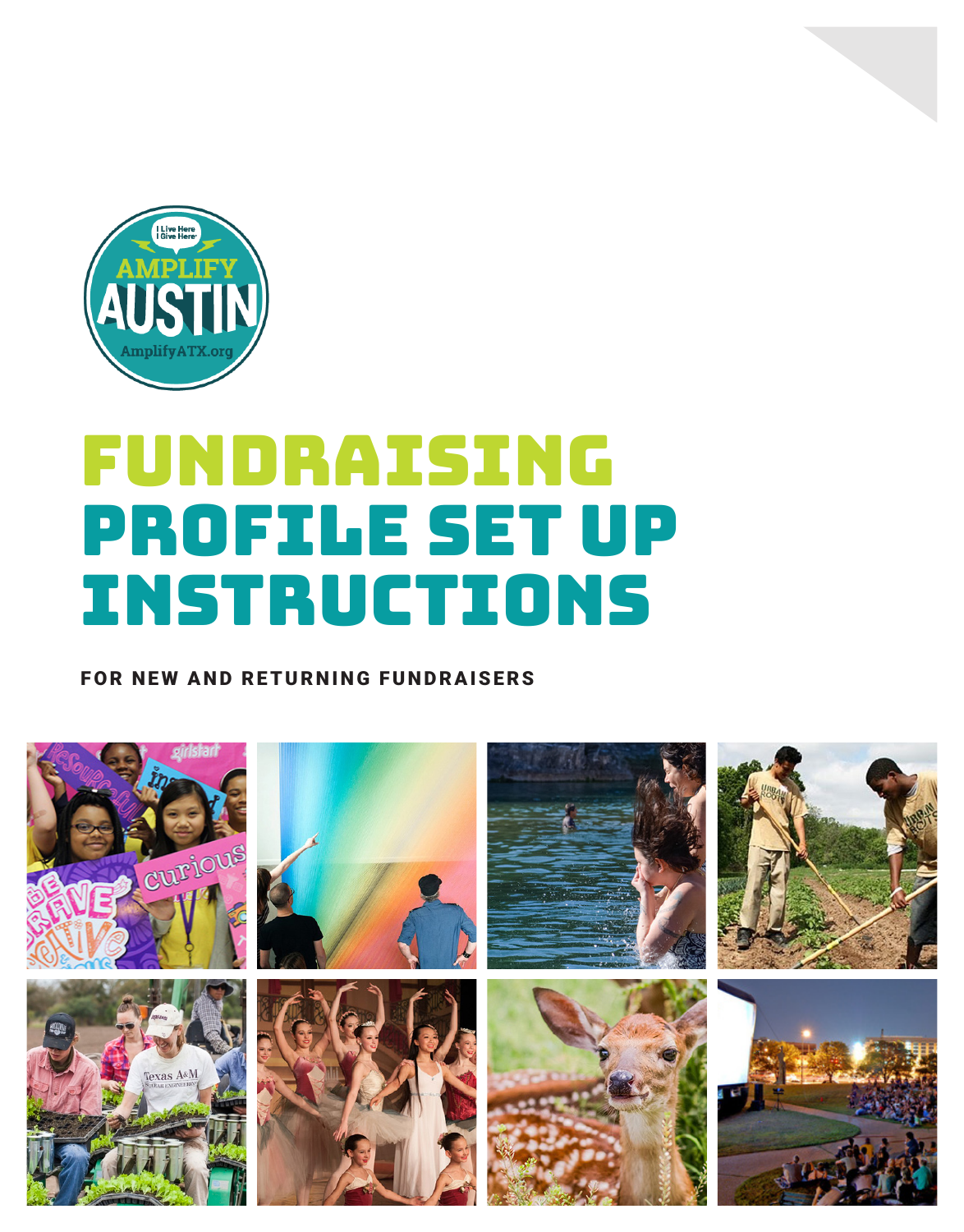# FUNDRAISING PROFILE SET UP INSTRUCTIONS

FOR NEW AND RETURNING FUNDRAISERS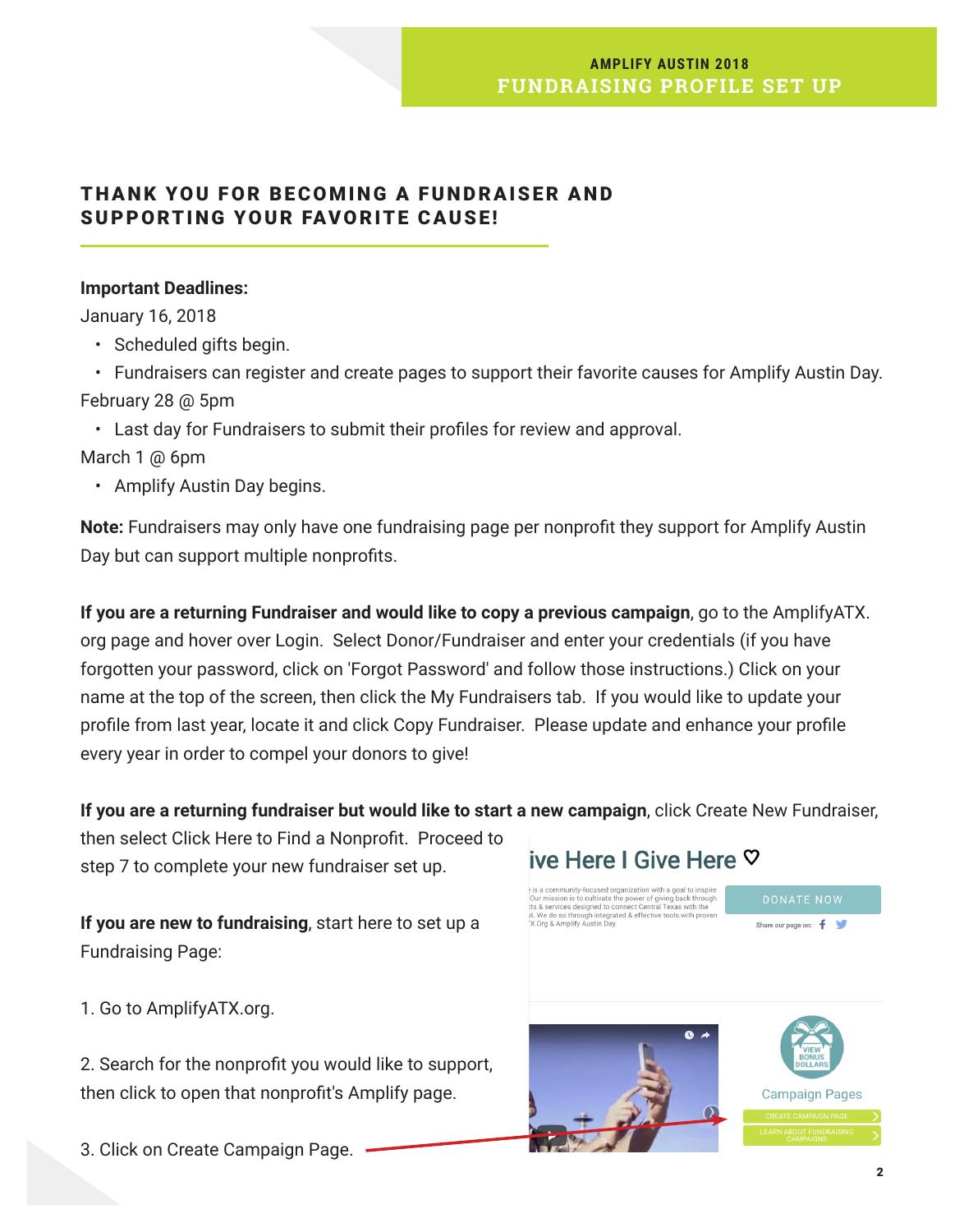## THANK YOU FOR BECOMING A FUNDRAISER AND SUPPORTING YOUR FAVORITE CAUSE!

**Important Deadlines:**

January 16, 2018

- Scheduled gifts begin.
- Fundraisers can register and create pages to support their favorite causes for Amplify Austin Day.

February 28 @ 5pm

- Last day for Fundraisers to submit their profiles for review and approval.

March 1 @ 6pm

- Amplify Austin Day begins.

**Note:** Fundraisers may only have one fundraising page per nonprofit they support for Amplify Austin Day but can support multiple nonprofits.

**If you are a returning Fundraiser and would like to copy a previous campaign**, go to the AmplifyATX.org page and hover over Login. Select Donor/Fundraiser and enter your credentials (if you have forgotten your password, click on 'Forgot Password' and follow those instructions.) Click on your name at the top of the screen, then click the My Fundraisers tab. If you would like to update your profile from last year, locate it and click Copy Fundraiser. Please update and enhance your profile every year in order to compel your donors to give!

**If you are a returning fundraiser but would like to start a new campaign**, click Create New Fundraiser, then select Click Here to Find a Nonprofit. Proceed to step 7 to complete your new fundraiser set up.

**If you are new to fundraising**, start here to set up a Fundraising Page:

1. Go to AmplifyATX.org.

2. Search for the nonprofit you would like to support, then click to open that nonprofit's Amplify page.

3. Click on Create Campaign Page.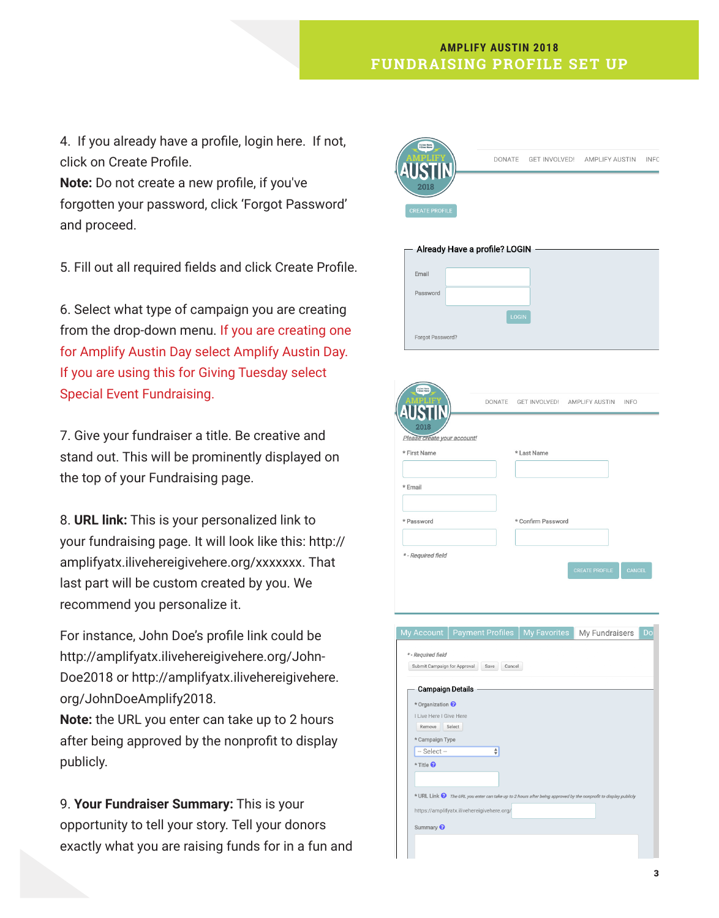**AMPLIFY AUSTIN 2018**
**FUNDRAISING PROFILE SET UP**

4. If you already have a profile, login here. If not, click on Create Profile.
**Note:** Do not create a new profile, if you've forgotten your password, click 'Forgot Password' and proceed.

5. Fill out all required fields and click Create Profile.

6. Select what type of campaign you are creating from the drop-down menu. If you are creating one for Amplify Austin Day select Amplify Austin Day. If you are using this for Giving Tuesday select Special Event Fundraising.

7. Give your fundraiser a title. Be creative and stand out. This will be prominently displayed on the top of your Fundraising page.

8. **URL link:** This is your personalized link to your fundraising page. It will look like this: http://amplifyatx.ilivehereigivehere.org/xxxxxxx. That last part will be custom created by you. We recommend you personalize it.

For instance, John Doe's profile link could be http://amplifyatx.ilivehereigivehere.org/John-Doe2018 or http://amplifyatx.ilivehereigivehere.org/JohnDoeAmplify2018.
**Note:** the URL you enter can take up to 2 hours after being approved by the nonprofit to display publicly.

9. **Your Fundraiser Summary:** This is your opportunity to tell your story. Tell your donors exactly what you are raising funds for in a fun and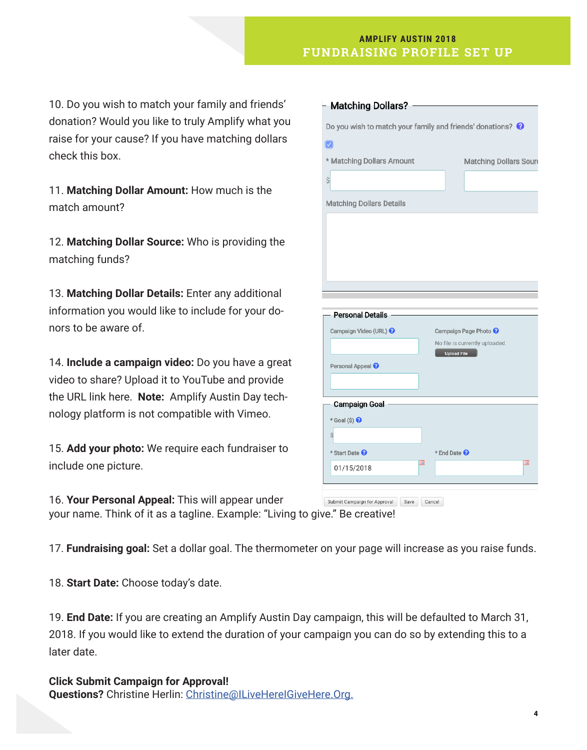# AMPLIFY AUSTIN 2018
## FUNDRAISING PROFILE SET UP

10. Do you wish to match your family and friends' donation? Would you like to truly Amplify what you raise for your cause? If you have matching dollars check this box.

11. **Matching Dollar Amount:** How much is the match amount?

12. **Matching Dollar Source:** Who is providing the matching funds?

13. **Matching Dollar Details:** Enter any additional information you would like to include for your donors to be aware of.

14. **Include a campaign video:** Do you have a great video to share? Upload it to YouTube and provide the URL link here. **Note:** Amplify Austin Day technology platform is not compatible with Vimeo.

15. **Add your photo:** We require each fundraiser to include one picture.

16. **Your Personal Appeal:** This will appear under your name. Think of it as a tagline. Example: "Living to give." Be creative!

17. **Fundraising goal:** Set a dollar goal. The thermometer on your page will increase as you raise funds.

18. **Start Date:** Choose today's date.

19. **End Date:** If you are creating an Amplify Austin Day campaign, this will be defaulted to March 31, 2018. If you would like to extend the duration of your campaign you can do so by extending this to a later date.

**Click Submit Campaign for Approval!**
**Questions?** Christine Herlin: Christine@ILiveHereIGiveHere.Org.